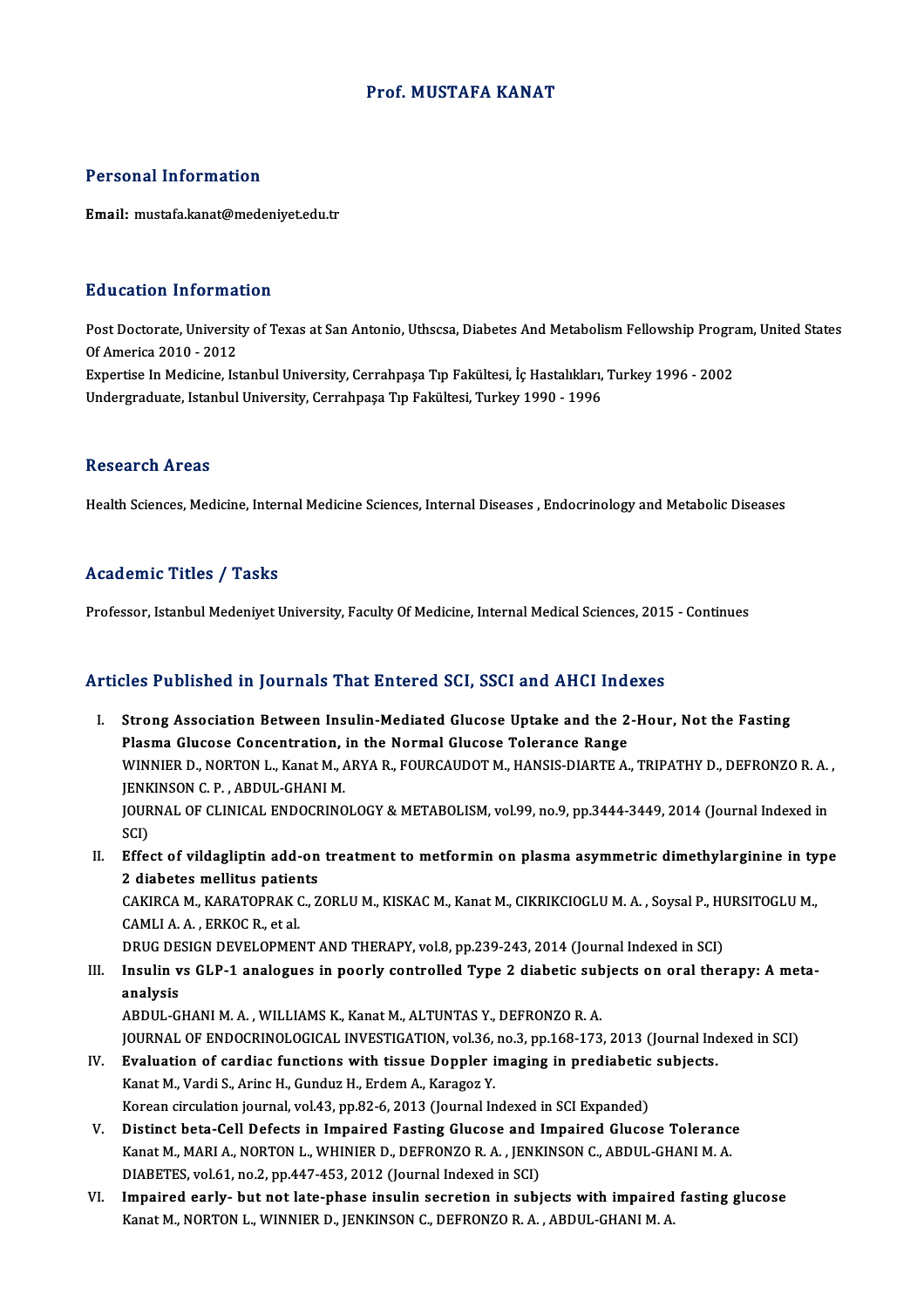# Prof. MUSTAFA KANAT

## Personal Information

**Email:** mustafa.kanat@medeniyet.edu.tr

## Education Information

Post Doctorate, University of Texas at San Antonio, Uthscsa, Diabetes And Metabolism Fellowship Program, United States Of America 2010 - 2012
Expertise In Medicine, Istanbul University, Cerrahpaşa Tıp Fakültesi, İç Hastalıkları, Turkey 1996 - 2002
Undergraduate, Istanbul University, Cerrahpaşa Tıp Fakültesi, Turkey 1990 - 1996

## Research Areas

Health Sciences, Medicine, Internal Medicine Sciences, Internal Diseases , Endocrinology and Metabolic Diseases

## Academic Titles / Tasks

Professor, Istanbul Medeniyet University, Faculty Of Medicine, Internal Medical Sciences, 2015 - Continues

## Articles Published in Journals That Entered SCI, SSCI and AHCI Indexes

I. **Strong Association Between Insulin-Mediated Glucose Uptake and the 2-Hour, Not the Fasting Plasma Glucose Concentration, in the Normal Glucose Tolerance Range**
WINNIER D., NORTON L., Kanat M., ARYA R., FOURCAUDOT M., HANSIS-DIARTE A., TRIPATHY D., DEFRONZO R. A. , JENKINSON C. P. , ABDUL-GHANI M.
JOURNAL OF CLINICAL ENDOCRINOLOGY & METABOLISM, vol.99, no.9, pp.3444-3449, 2014 (Journal Indexed in SCI)

II. **Effect of vildagliptin add-on treatment to metformin on plasma asymmetric dimethylarginine in type 2 diabetes mellitus patients**
CAKIRCA M., KARATOPRAK C., ZORLU M., KISKAC M., Kanat M., CIKRIKCIOGLU M. A. , Soysal P., HURSITOGLU M., CAMLI A. A. , ERKOC R., et al.
DRUG DESIGN DEVELOPMENT AND THERAPY, vol.8, pp.239-243, 2014 (Journal Indexed in SCI)

III. **Insulin vs GLP-1 analogues in poorly controlled Type 2 diabetic subjects on oral therapy: A meta-analysis**
ABDUL-GHANI M. A. , WILLIAMS K., Kanat M., ALTUNTAS Y., DEFRONZO R. A.
JOURNAL OF ENDOCRINOLOGICAL INVESTIGATION, vol.36, no.3, pp.168-173, 2013 (Journal Indexed in SCI)

IV. **Evaluation of cardiac functions with tissue Doppler imaging in prediabetic subjects.**
Kanat M., Vardi S., Arinc H., Gunduz H., Erdem A., Karagoz Y.
Korean circulation journal, vol.43, pp.82-6, 2013 (Journal Indexed in SCI Expanded)

V. **Distinct beta-Cell Defects in Impaired Fasting Glucose and Impaired Glucose Tolerance**
Kanat M., MARI A., NORTON L., WHINIER D., DEFRONZO R. A. , JENKINSON C., ABDUL-GHANI M. A.
DIABETES, vol.61, no.2, pp.447-453, 2012 (Journal Indexed in SCI)

VI. **Impaired early- but not late-phase insulin secretion in subjects with impaired fasting glucose**
Kanat M., NORTON L., WINNIER D., JENKINSON C., DEFRONZO R. A. , ABDUL-GHANI M. A.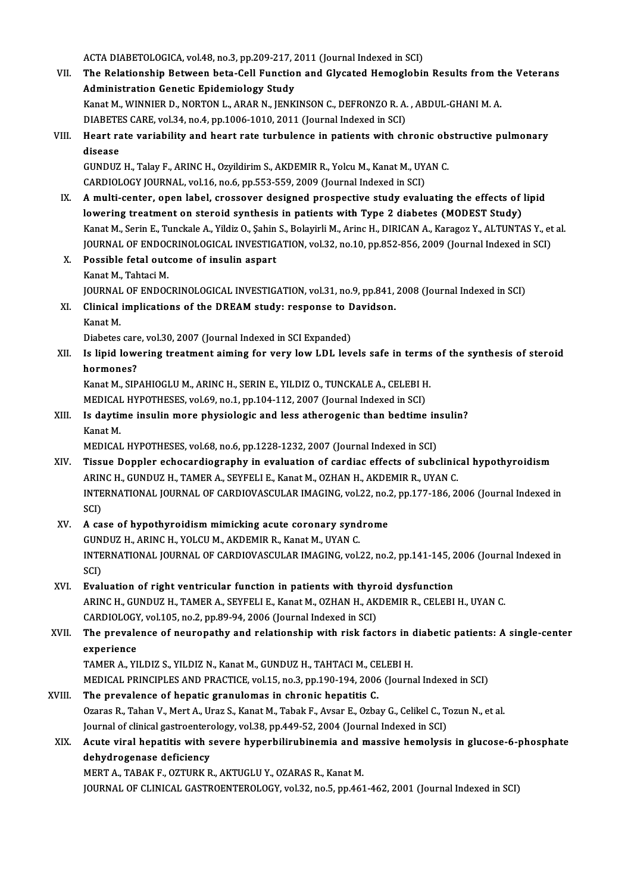ACTA DIABETOLOGICA, vol.48, no.3, pp.209-217, 2011 (Journal Indexed in SCI)

VII. **The Relationship Between beta-Cell Function and Glycated Hemoglobin Results from the Veterans Administration Genetic Epidemiology Study**
Kanat M., WINNIER D., NORTON L., ARAR N., JENKINSON C., DEFRONZO R. A. , ABDUL-GHANI M. A.
DIABETES CARE, vol.34, no.4, pp.1006-1010, 2011 (Journal Indexed in SCI)

VIII. **Heart rate variability and heart rate turbulence in patients with chronic obstructive pulmonary disease**
GUNDUZ H., Talay F., ARINC H., Ozyildirim S., AKDEMIR R., Yolcu M., Kanat M., UYAN C.
CARDIOLOGY JOURNAL, vol.16, no.6, pp.553-559, 2009 (Journal Indexed in SCI)

IX. **A multi-center, open label, crossover designed prospective study evaluating the effects of lipid lowering treatment on steroid synthesis in patients with Type 2 diabetes (MODEST Study)**
Kanat M., Serin E., Tunckale A., Yildiz O., Şahin S., Bolayirli M., Arinc H., DIRICAN A., Karagoz Y., ALTUNTAS Y., et al.
JOURNAL OF ENDOCRINOLOGICAL INVESTIGATION, vol.32, no.10, pp.852-856, 2009 (Journal Indexed in SCI)

X. **Possible fetal outcome of insulin aspart**
Kanat M., Tahtaci M.
JOURNAL OF ENDOCRINOLOGICAL INVESTIGATION, vol.31, no.9, pp.841, 2008 (Journal Indexed in SCI)

XI. **Clinical implications of the DREAM study: response to Davidson.**
Kanat M.
Diabetes care, vol.30, 2007 (Journal Indexed in SCI Expanded)

XII. **Is lipid lowering treatment aiming for very low LDL levels safe in terms of the synthesis of steroid hormones?**
Kanat M., SIPAHIOGLU M., ARINC H., SERIN E., YILDIZ O., TUNCKALE A., CELEBI H.
MEDICAL HYPOTHESES, vol.69, no.1, pp.104-112, 2007 (Journal Indexed in SCI)

XIII. **Is daytime insulin more physiologic and less atherogenic than bedtime insulin?**
Kanat M.
MEDICAL HYPOTHESES, vol.68, no.6, pp.1228-1232, 2007 (Journal Indexed in SCI)

XIV. **Tissue Doppler echocardiography in evaluation of cardiac effects of subclinical hypothyroidism**
ARINC H., GUNDUZ H., TAMER A., SEYFELI E., Kanat M., OZHAN H., AKDEMIR R., UYAN C.
INTERNATIONAL JOURNAL OF CARDIOVASCULAR IMAGING, vol.22, no.2, pp.177-186, 2006 (Journal Indexed in SCI)

XV. **A case of hypothyroidism mimicking acute coronary syndrome**
GUNDUZ H., ARINC H., YOLCU M., AKDEMIR R., Kanat M., UYAN C.
INTERNATIONAL JOURNAL OF CARDIOVASCULAR IMAGING, vol.22, no.2, pp.141-145, 2006 (Journal Indexed in SCI)

XVI. **Evaluation of right ventricular function in patients with thyroid dysfunction**
ARINC H., GUNDUZ H., TAMER A., SEYFELI E., Kanat M., OZHAN H., AKDEMIR R., CELEBI H., UYAN C.
CARDIOLOGY, vol.105, no.2, pp.89-94, 2006 (Journal Indexed in SCI)

XVII. **The prevalence of neuropathy and relationship with risk factors in diabetic patients: A single-center experience**
TAMER A., YILDIZ S., YILDIZ N., Kanat M., GUNDUZ H., TAHTACI M., CELEBI H.
MEDICAL PRINCIPLES AND PRACTICE, vol.15, no.3, pp.190-194, 2006 (Journal Indexed in SCI)

XVIII. **The prevalence of hepatic granulomas in chronic hepatitis C.**
Ozaras R., Tahan V., Mert A., Uraz S., Kanat M., Tabak F., Avsar E., Ozbay G., Celikel C., Tozun N., et al.
Journal of clinical gastroenterology, vol.38, pp.449-52, 2004 (Journal Indexed in SCI)

XIX. **Acute viral hepatitis with severe hyperbilirubinemia and massive hemolysis in glucose-6-phosphate dehydrogenase deficiency**
MERT A., TABAK F., OZTURK R., AKTUGLU Y., OZARAS R., Kanat M.
JOURNAL OF CLINICAL GASTROENTEROLOGY, vol.32, no.5, pp.461-462, 2001 (Journal Indexed in SCI)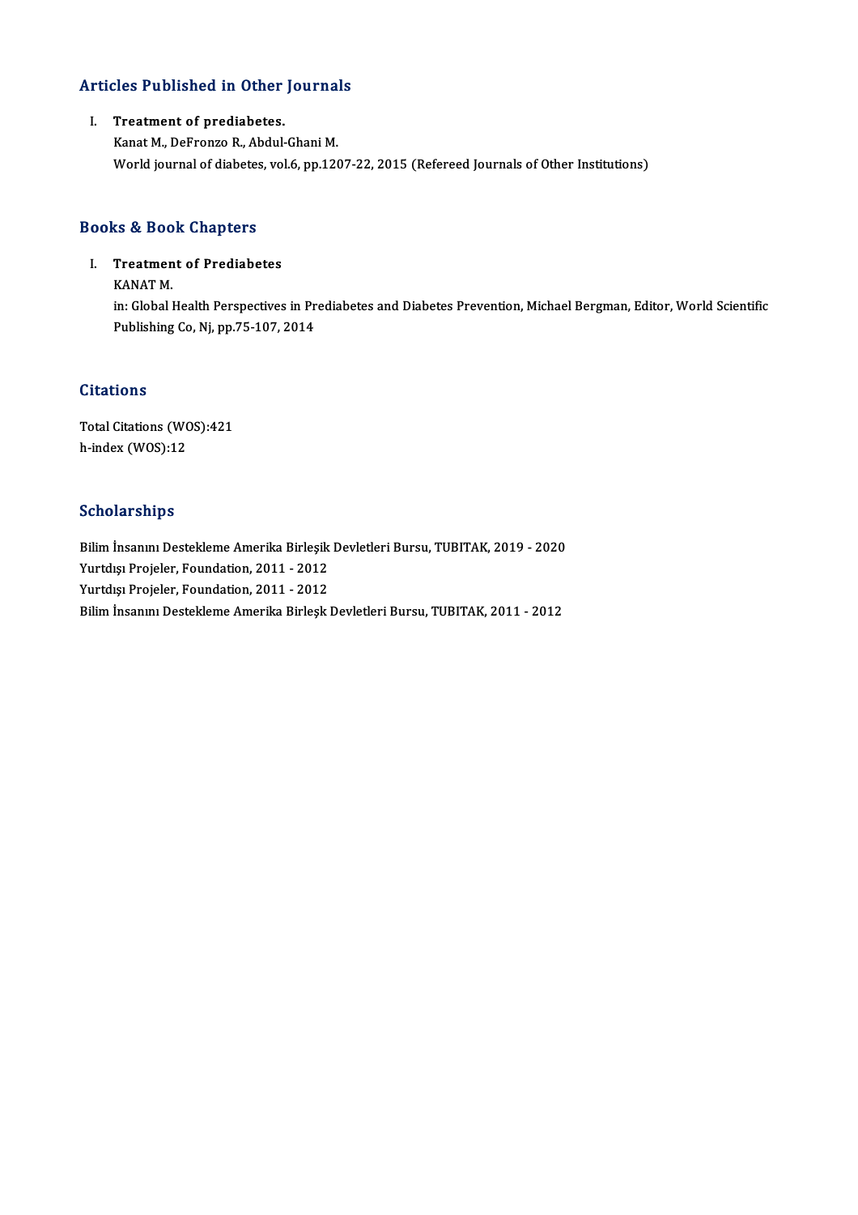## Articles Published in Other Journals

I. **Treatment of prediabetes.**
   Kanat M., DeFronzo R., Abdul-Ghani M.
   World journal of diabetes, vol.6, pp.1207-22, 2015 (Refereed Journals of Other Institutions)

## Books & Book Chapters

I. **Treatment of Prediabetes**
   KANAT M.
   in: Global Health Perspectives in Prediabetes and Diabetes Prevention, Michael Bergman, Editor, World Scientific Publishing Co, Nj, pp.75-107, 2014

## Citations

Total Citations (WOS):421
h-index (WOS):12

## Scholarships

Bilim İnsanını Destekleme Amerika Birleşik Devletleri Bursu, TUBITAK, 2019 - 2020
Yurtdışı Projeler, Foundation, 2011 - 2012
Yurtdışı Projeler, Foundation, 2011 - 2012
Bilim İnsanını Destekleme Amerika Birleşk Devletleri Bursu, TUBITAK, 2011 - 2012